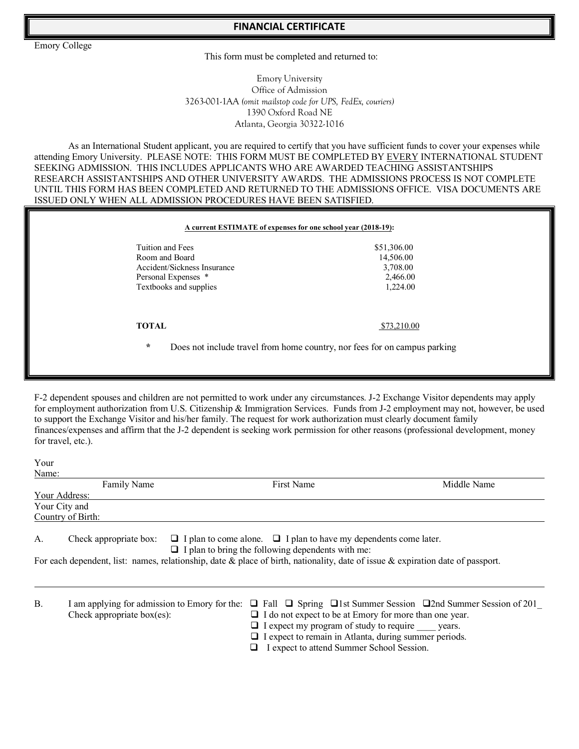# FINANCIAL CERTIFICATE

Emory College

This form must be completed and returned to:

Emory University
Office of Admission
3263-001-1AA *(omit mailstop code for UPS, FedEx, couriers)*
1390 Oxford Road NE
Atlanta, Georgia 30322-1016

As an International Student applicant, you are required to certify that you have sufficient funds to cover your expenses while attending Emory University. PLEASE NOTE: THIS FORM MUST BE COMPLETED BY EVERY INTERNATIONAL STUDENT SEEKING ADMISSION. THIS INCLUDES APPLICANTS WHO ARE AWARDED TEACHING ASSISTANTSHIPS RESEARCH ASSISTANTSHIPS AND OTHER UNIVERSITY AWARDS. THE ADMISSIONS PROCESS IS NOT COMPLETE UNTIL THIS FORM HAS BEEN COMPLETED AND RETURNED TO THE ADMISSIONS OFFICE. VISA DOCUMENTS ARE ISSUED ONLY WHEN ALL ADMISSION PROCEDURES HAVE BEEN SATISFIED.

**A current ESTIMATE of expenses for one school year (2018-19):**

| | |
|---|---|
| Tuition and Fees | $51,306.00 |
| Room and Board | 14,506.00 |
| Accident/Sickness Insurance | 3,708.00 |
| Personal Expenses * | 2,466.00 |
| Textbooks and supplies | 1,224.00 |
| **TOTAL** | $73,210.00 |

\* Does not include travel from home country, nor fees for on campus parking

F-2 dependent spouses and children are not permitted to work under any circumstances. J-2 Exchange Visitor dependents may apply for employment authorization from U.S. Citizenship & Immigration Services. Funds from J-2 employment may not, however, be used to support the Exchange Visitor and his/her family. The request for work authorization must clearly document family finances/expenses and affirm that the J-2 dependent is seeking work permission for other reasons (professional development, money for travel, etc.).

Your Name: ______________________________________________
Family Name First Name Middle Name

Your Address: ______________________________________________

Your City and Country of Birth: ______________________________________________

A. Check appropriate box: ☐ I plan to come alone. ☐ I plan to have my dependents come later.
☐ I plan to bring the following dependents with me:

For each dependent, list: names, relationship, date & place of birth, nationality, date of issue & expiration date of passport.

______________________________________________

B. I am applying for admission to Emory for the: ☐ Fall ☐ Spring ☐ 1st Summer Session ☐ 2nd Summer Session of 201_

Check appropriate box(es):
- ☐ I do not expect to be at Emory for more than one year.
- ☐ I expect my program of study to require ____ years.
- ☐ I expect to remain in Atlanta, during summer periods.
- ☐ I expect to attend Summer School Session.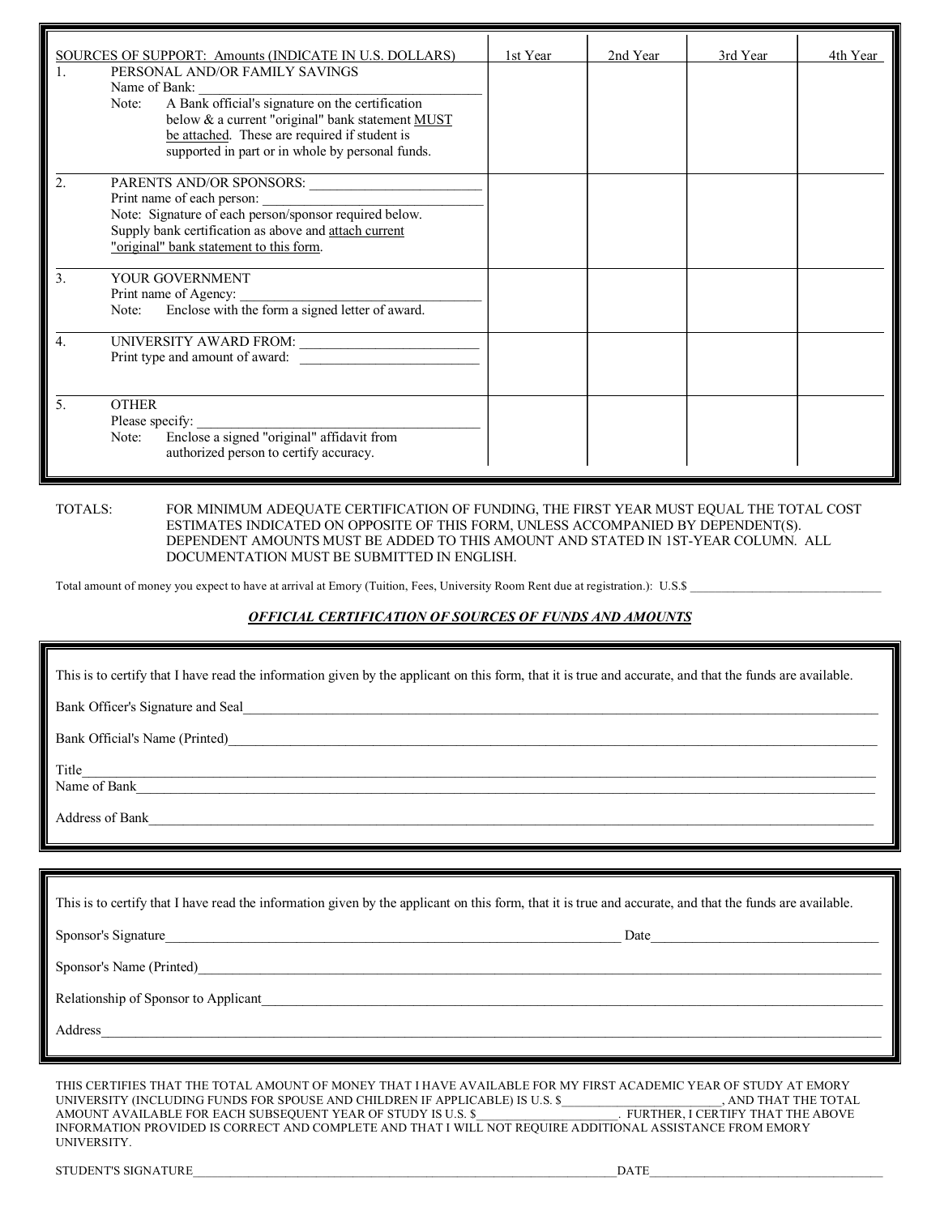| SOURCES OF SUPPORT: Amounts (INDICATE IN U.S. DOLLARS) | 1st Year | 2nd Year | 3rd Year | 4th Year |
|---|---|---|---|---|
| 1. PERSONAL AND/OR FAMILY SAVINGS<br>Name of Bank: ______________________<br>Note: A Bank official's signature on the certification below & a current "original" bank statement MUST be attached. These are required if student is supported in part or in whole by personal funds. | | | | |
| 2. PARENTS AND/OR SPONSORS: ______________________<br>Print name of each person: ______________________<br>Note: Signature of each person/sponsor required below. Supply bank certification as above and attach current "original" bank statement to this form. | | | | |
| 3. YOUR GOVERNMENT<br>Print name of Agency: ______________________<br>Note: Enclose with the form a signed letter of award. | | | | |
| 4. UNIVERSITY AWARD FROM: ______________________<br>Print type and amount of award: ______________________ | | | | |
| 5. OTHER<br>Please specify: ______________________<br>Note: Enclose a signed "original" affidavit from authorized person to certify accuracy. | | | | |

TOTALS: FOR MINIMUM ADEQUATE CERTIFICATION OF FUNDING, THE FIRST YEAR MUST EQUAL THE TOTAL COST ESTIMATES INDICATED ON OPPOSITE OF THIS FORM, UNLESS ACCOMPANIED BY DEPENDENT(S). DEPENDENT AMOUNTS MUST BE ADDED TO THIS AMOUNT AND STATED IN 1ST-YEAR COLUMN. ALL DOCUMENTATION MUST BE SUBMITTED IN ENGLISH.

Total amount of money you expect to have at arrival at Emory (Tuition, Fees, University Room Rent due at registration.): U.S.$ ______________________

## ***OFFICIAL CERTIFICATION OF SOURCES OF FUNDS AND AMOUNTS***

This is to certify that I have read the information given by the applicant on this form, that it is true and accurate, and that the funds are available.

Bank Officer's Signature and Seal______________________

Bank Official's Name (Printed)______________________

Title______________________

Name of Bank______________________

Address of Bank______________________

---

This is to certify that I have read the information given by the applicant on this form, that it is true and accurate, and that the funds are available.

Sponsor's Signature______________________ Date______________________

Sponsor's Name (Printed)______________________

Relationship of Sponsor to Applicant______________________

Address______________________

---

THIS CERTIFIES THAT THE TOTAL AMOUNT OF MONEY THAT I HAVE AVAILABLE FOR MY FIRST ACADEMIC YEAR OF STUDY AT EMORY UNIVERSITY (INCLUDING FUNDS FOR SPOUSE AND CHILDREN IF APPLICABLE) IS U.S. $______________________, AND THAT THE TOTAL AMOUNT AVAILABLE FOR EACH SUBSEQUENT YEAR OF STUDY IS U.S. $______________________. FURTHER, I CERTIFY THAT THE ABOVE INFORMATION PROVIDED IS CORRECT AND COMPLETE AND THAT I WILL NOT REQUIRE ADDITIONAL ASSISTANCE FROM EMORY UNIVERSITY.

STUDENT'S SIGNATURE______________________ DATE______________________